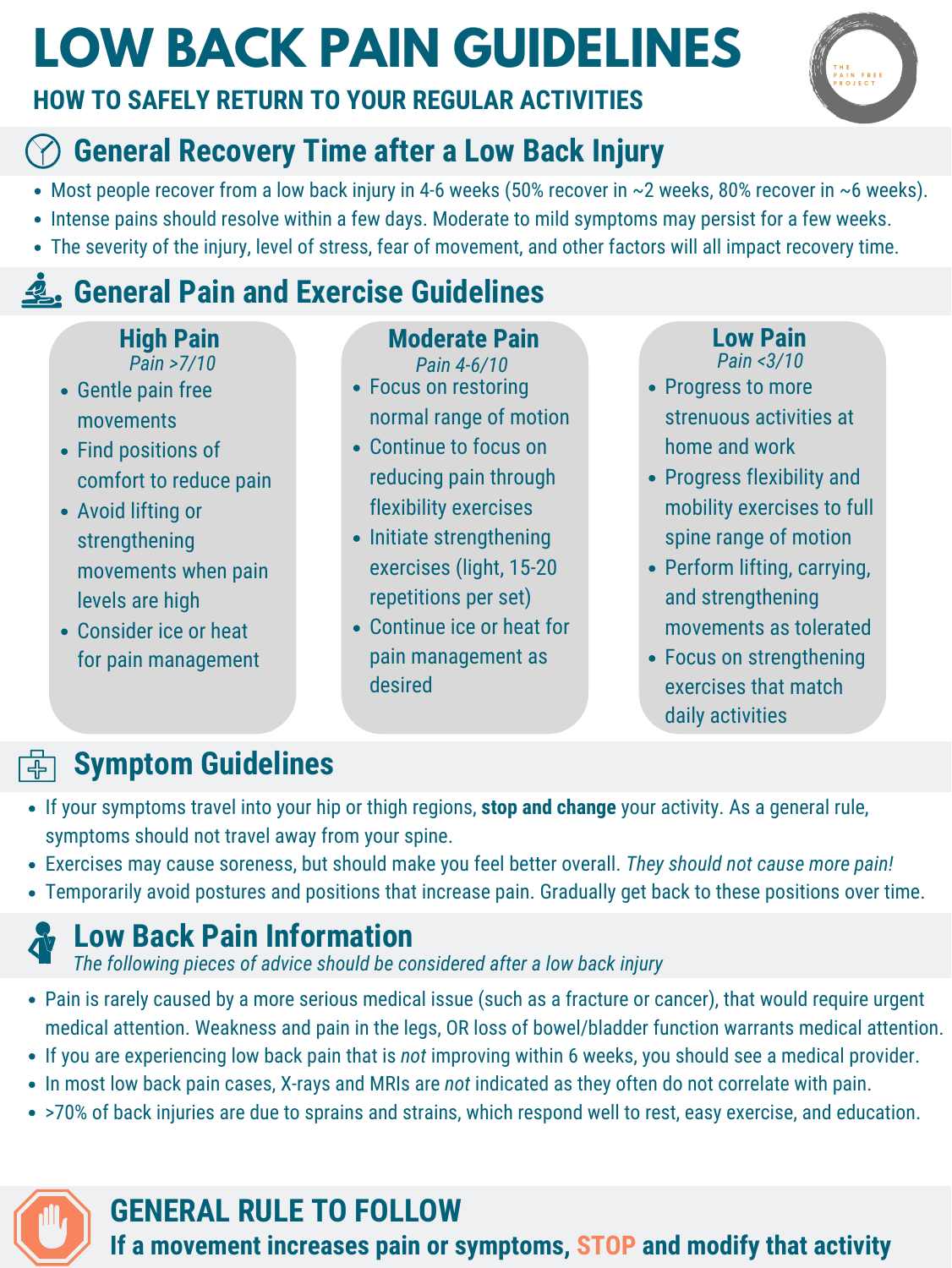# LOW BACK PAIN GUIDELINES

**HOW TO SAFELY RETURN TO YOUR REGULAR ACTIVITIES**

THE PAIN FREE PROJECT

## General Recovery Time after a Low Back Injury

- Most people recover from a low back injury in 4-6 weeks (50% recover in ~2 weeks, 80% recover in ~6 weeks).
- Intense pains should resolve within a few days. Moderate to mild symptoms may persist for a few weeks.
- The severity of the injury, level of stress, fear of movement, and other factors will all impact recovery time.

## General Pain and Exercise Guidelines

### High Pain

*Pain >7/10*

- Gentle pain free movements
- Find positions of comfort to reduce pain
- Avoid lifting or strengthening movements when pain levels are high
- Consider ice or heat for pain management

### Moderate Pain

*Pain 4-6/10*

- Focus on restoring normal range of motion
- Continue to focus on reducing pain through flexibility exercises
- Initiate strengthening exercises (light, 15-20 repetitions per set)
- Continue ice or heat for pain management as desired

### Low Pain

*Pain <3/10*

- Progress to more strenuous activities at home and work
- Progress flexibility and mobility exercises to full spine range of motion
- Perform lifting, carrying, and strengthening movements as tolerated
- Focus on strengthening exercises that match daily activities

## Symptom Guidelines

- If your symptoms travel into your hip or thigh regions, **stop and change** your activity. As a general rule, symptoms should not travel away from your spine.
- Exercises may cause soreness, but should make you feel better overall. *They should not cause more pain!*
- Temporarily avoid postures and positions that increase pain. Gradually get back to these positions over time.

## Low Back Pain Information

*The following pieces of advice should be considered after a low back injury*

- Pain is rarely caused by a more serious medical issue (such as a fracture or cancer), that would require urgent medical attention. Weakness and pain in the legs, OR loss of bowel/bladder function warrants medical attention.
- If you are experiencing low back pain that is *not* improving within 6 weeks, you should see a medical provider.
- In most low back pain cases, X-rays and MRIs are *not* indicated as they often do not correlate with pain.
- >70% of back injuries are due to sprains and strains, which respond well to rest, easy exercise, and education.

## GENERAL RULE TO FOLLOW

**If a movement increases pain or symptoms, STOP and modify that activity**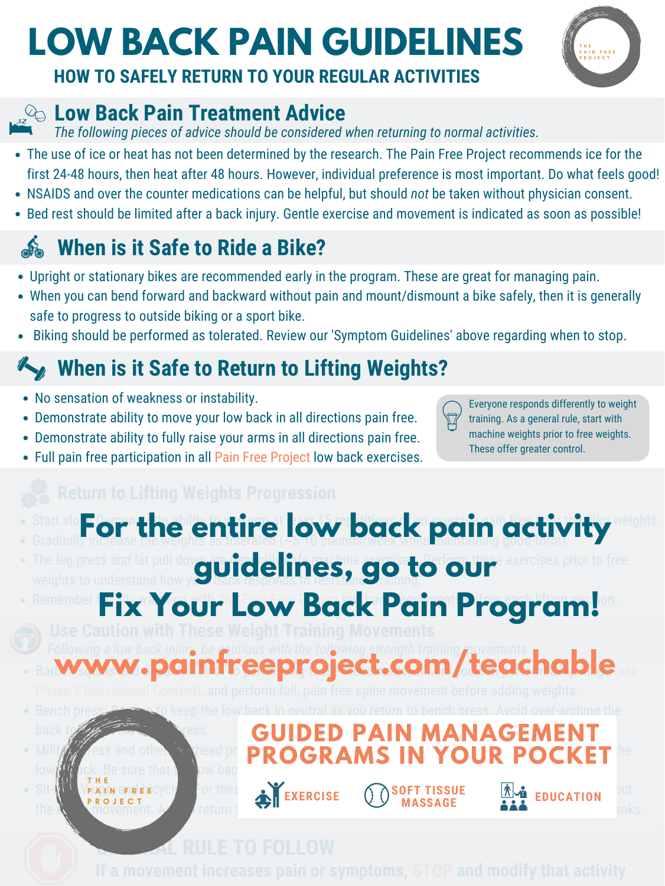# LOW BACK PAIN GUIDELINES

### HOW TO SAFELY RETURN TO YOUR REGULAR ACTIVITIES

## Low Back Pain Treatment Advice

*The following pieces of advice should be considered when returning to normal activities.*

- The use of ice or heat has not been determined by the research. The Pain Free Project recommends ice for the first 24-48 hours, then heat after 48 hours. However, individual preference is most important. Do what feels good!
- NSAIDS and over the counter medications can be helpful, but should *not* be taken without physician consent.
- Bed rest should be limited after a back injury. Gentle exercise and movement is indicated as soon as possible!

## When is it Safe to Ride a Bike?

- Upright or stationary bikes are recommended early in the program. These are great for managing pain.
- When you can bend forward and backward without pain and mount/dismount a bike safely, then it is generally safe to progress to outside biking or a sport bike.
- Biking should be performed as tolerated. Review our 'Symptom Guidelines' above regarding when to stop.

## When is it Safe to Return to Lifting Weights?

- No sensation of weakness or instability.
- Demonstrate ability to move your low back in all directions pain free.
- Demonstrate ability to fully raise your arms in all directions pain free.
- Full pain free participation in all Pain Free Project low back exercises.

Everyone responds differently to weight training. As a general rule, start with machine weights prior to free weights. These offer greater control.

## Return to Lifting Weights Progression

# For the entire low back pain activity guidelines, go to our Fix Your Low Back Pain Program!

**www.painfreeproject.com/teachable**

## Use Caution with These Weight Training Movements

*Following a low back injury, be cautious with the following strength training movements*

**GUIDED PAIN MANAGEMENT PROGRAMS IN YOUR POCKET**

EXERCISE | SOFT TISSUE MASSAGE | EDUCATION

## GENERAL RULE TO FOLLOW

If a movement increases pain or symptoms, STOP and modify that activity